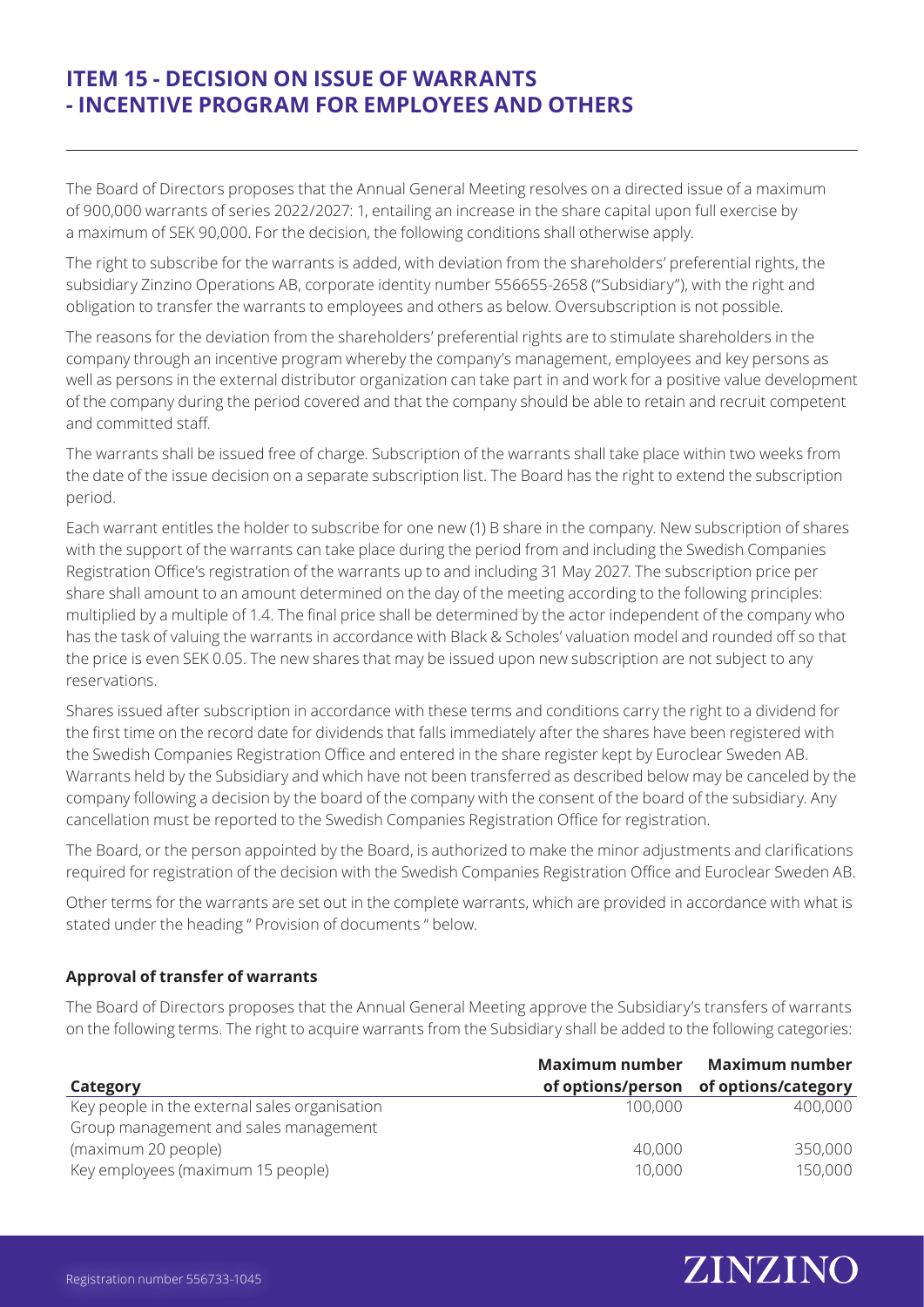# ITEM 15 - DECISION ON ISSUE OF WARRANTS - INCENTIVE PROGRAM FOR EMPLOYEES AND OTHERS

The Board of Directors proposes that the Annual General Meeting resolves on a directed issue of a maximum of 900,000 warrants of series 2022/2027: 1, entailing an increase in the share capital upon full exercise by a maximum of SEK 90,000. For the decision, the following conditions shall otherwise apply.

The right to subscribe for the warrants is added, with deviation from the shareholders' preferential rights, the subsidiary Zinzino Operations AB, corporate identity number 556655-2658 ("Subsidiary"), with the right and obligation to transfer the warrants to employees and others as below. Oversubscription is not possible.

The reasons for the deviation from the shareholders' preferential rights are to stimulate shareholders in the company through an incentive program whereby the company's management, employees and key persons as well as persons in the external distributor organization can take part in and work for a positive value development of the company during the period covered and that the company should be able to retain and recruit competent and committed staff.

The warrants shall be issued free of charge. Subscription of the warrants shall take place within two weeks from the date of the issue decision on a separate subscription list. The Board has the right to extend the subscription period.

Each warrant entitles the holder to subscribe for one new (1) B share in the company. New subscription of shares with the support of the warrants can take place during the period from and including the Swedish Companies Registration Office's registration of the warrants up to and including 31 May 2027. The subscription price per share shall amount to an amount determined on the day of the meeting according to the following principles: multiplied by a multiple of 1.4. The final price shall be determined by the actor independent of the company who has the task of valuing the warrants in accordance with Black & Scholes' valuation model and rounded off so that the price is even SEK 0.05. The new shares that may be issued upon new subscription are not subject to any reservations.

Shares issued after subscription in accordance with these terms and conditions carry the right to a dividend for the first time on the record date for dividends that falls immediately after the shares have been registered with the Swedish Companies Registration Office and entered in the share register kept by Euroclear Sweden AB. Warrants held by the Subsidiary and which have not been transferred as described below may be canceled by the company following a decision by the board of the company with the consent of the board of the subsidiary. Any cancellation must be reported to the Swedish Companies Registration Office for registration.

The Board, or the person appointed by the Board, is authorized to make the minor adjustments and clarifications required for registration of the decision with the Swedish Companies Registration Office and Euroclear Sweden AB.

Other terms for the warrants are set out in the complete warrants, which are provided in accordance with what is stated under the heading " Provision of documents " below.

**Approval of transfer of warrants**

The Board of Directors proposes that the Annual General Meeting approve the Subsidiary's transfers of warrants on the following terms. The right to acquire warrants from the Subsidiary shall be added to the following categories:

| Category | Maximum number of options/person | Maximum number of options/category |
|---|---|---|
| Key people in the external sales organisation | 100,000 | 400,000 |
| Group management and sales management (maximum 20 people) | 40,000 | 350,000 |
| Key employees (maximum 15 people) | 10,000 | 150,000 |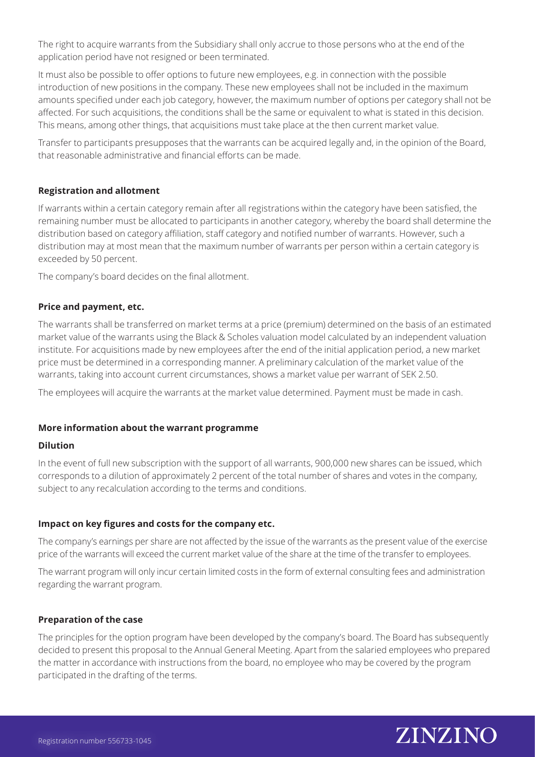The right to acquire warrants from the Subsidiary shall only accrue to those persons who at the end of the application period have not resigned or been terminated.

It must also be possible to offer options to future new employees, e.g. in connection with the possible introduction of new positions in the company. These new employees shall not be included in the maximum amounts specified under each job category, however, the maximum number of options per category shall not be affected. For such acquisitions, the conditions shall be the same or equivalent to what is stated in this decision. This means, among other things, that acquisitions must take place at the then current market value.

Transfer to participants presupposes that the warrants can be acquired legally and, in the opinion of the Board, that reasonable administrative and financial efforts can be made.

**Registration and allotment**

If warrants within a certain category remain after all registrations within the category have been satisfied, the remaining number must be allocated to participants in another category, whereby the board shall determine the distribution based on category affiliation, staff category and notified number of warrants. However, such a distribution may at most mean that the maximum number of warrants per person within a certain category is exceeded by 50 percent.

The company's board decides on the final allotment.

**Price and payment, etc.**

The warrants shall be transferred on market terms at a price (premium) determined on the basis of an estimated market value of the warrants using the Black & Scholes valuation model calculated by an independent valuation institute. For acquisitions made by new employees after the end of the initial application period, a new market price must be determined in a corresponding manner. A preliminary calculation of the market value of the warrants, taking into account current circumstances, shows a market value per warrant of SEK 2.50.

The employees will acquire the warrants at the market value determined. Payment must be made in cash.

**More information about the warrant programme**

**Dilution**

In the event of full new subscription with the support of all warrants, 900,000 new shares can be issued, which corresponds to a dilution of approximately 2 percent of the total number of shares and votes in the company, subject to any recalculation according to the terms and conditions.

**Impact on key figures and costs for the company etc.**

The company's earnings per share are not affected by the issue of the warrants as the present value of the exercise price of the warrants will exceed the current market value of the share at the time of the transfer to employees.

The warrant program will only incur certain limited costs in the form of external consulting fees and administration regarding the warrant program.

**Preparation of the case**

The principles for the option program have been developed by the company's board. The Board has subsequently decided to present this proposal to the Annual General Meeting. Apart from the salaried employees who prepared the matter in accordance with instructions from the board, no employee who may be covered by the program participated in the drafting of the terms.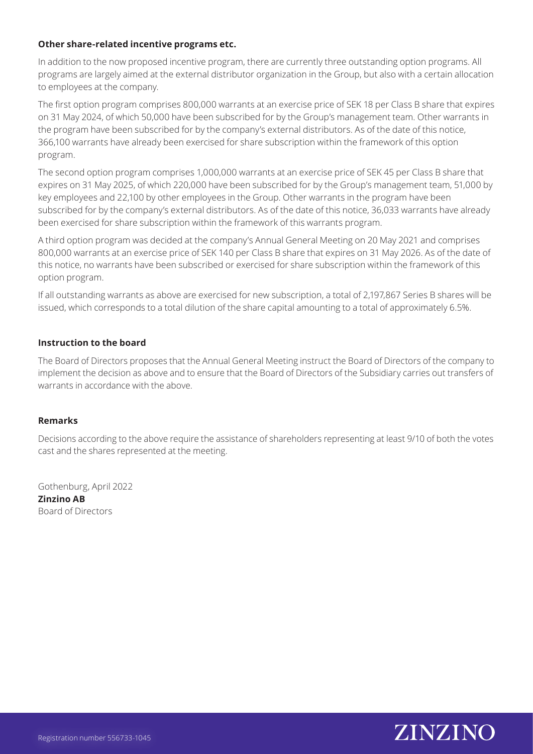**Other share-related incentive programs etc.**

In addition to the now proposed incentive program, there are currently three outstanding option programs. All programs are largely aimed at the external distributor organization in the Group, but also with a certain allocation to employees at the company.

The first option program comprises 800,000 warrants at an exercise price of SEK 18 per Class B share that expires on 31 May 2024, of which 50,000 have been subscribed for by the Group's management team. Other warrants in the program have been subscribed for by the company's external distributors. As of the date of this notice, 366,100 warrants have already been exercised for share subscription within the framework of this option program.

The second option program comprises 1,000,000 warrants at an exercise price of SEK 45 per Class B share that expires on 31 May 2025, of which 220,000 have been subscribed for by the Group's management team, 51,000 by key employees and 22,100 by other employees in the Group. Other warrants in the program have been subscribed for by the company's external distributors. As of the date of this notice, 36,033 warrants have already been exercised for share subscription within the framework of this warrants program.

A third option program was decided at the company's Annual General Meeting on 20 May 2021 and comprises 800,000 warrants at an exercise price of SEK 140 per Class B share that expires on 31 May 2026. As of the date of this notice, no warrants have been subscribed or exercised for share subscription within the framework of this option program.

If all outstanding warrants as above are exercised for new subscription, a total of 2,197,867 Series B shares will be issued, which corresponds to a total dilution of the share capital amounting to a total of approximately 6.5%.

**Instruction to the board**

The Board of Directors proposes that the Annual General Meeting instruct the Board of Directors of the company to implement the decision as above and to ensure that the Board of Directors of the Subsidiary carries out transfers of warrants in accordance with the above.

**Remarks**

Decisions according to the above require the assistance of shareholders representing at least 9/10 of both the votes cast and the shares represented at the meeting.

Gothenburg, April 2022
**Zinzino AB**
Board of Directors

Registration number 556733-1045

ZINZINO